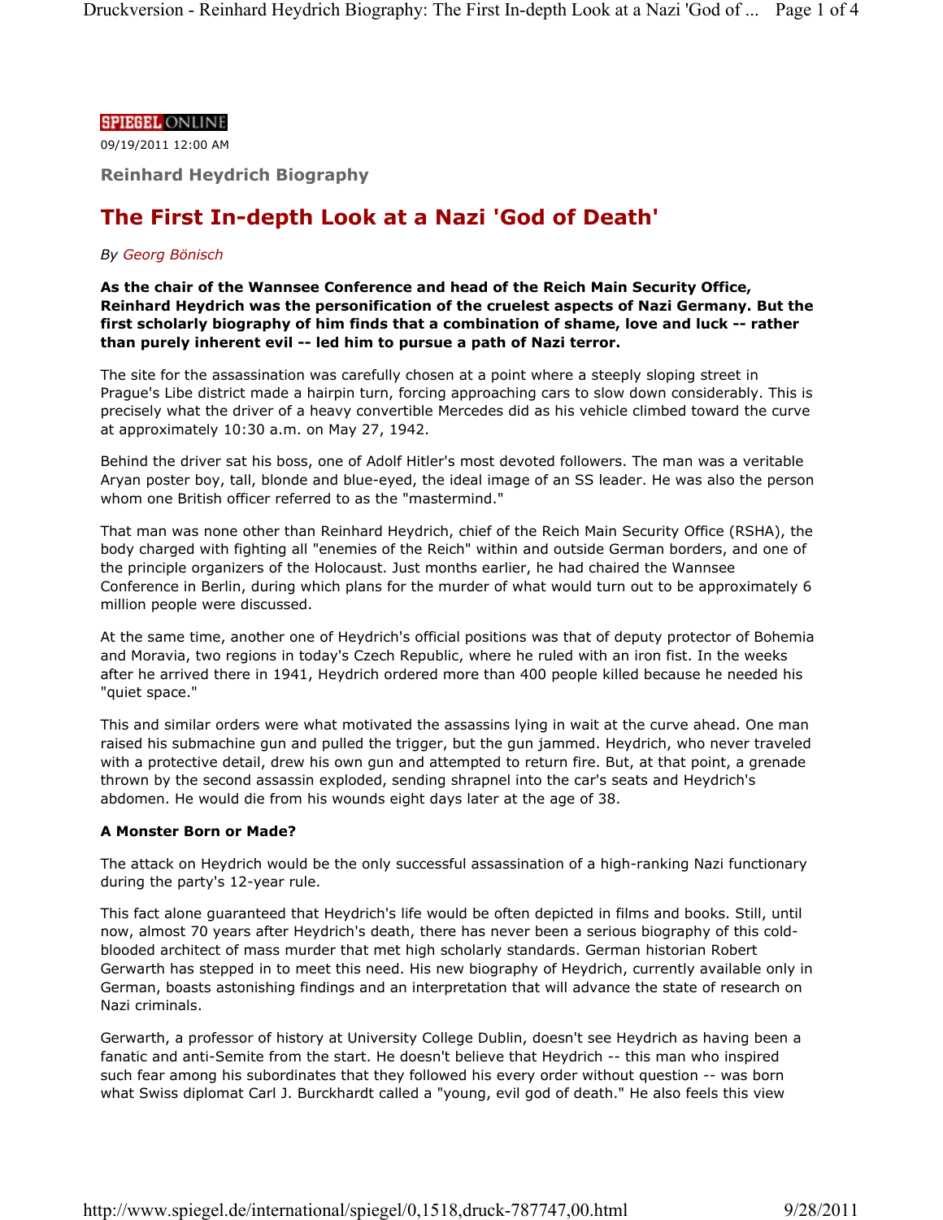SPIEGEL ONLINE

09/19/2011 12:00 AM

**Reinhard Heydrich Biography**

# The First In-depth Look at a Nazi 'God of Death'

*By Georg Bönisch*

**As the chair of the Wannsee Conference and head of the Reich Main Security Office, Reinhard Heydrich was the personification of the cruelest aspects of Nazi Germany. But the first scholarly biography of him finds that a combination of shame, love and luck -- rather than purely inherent evil -- led him to pursue a path of Nazi terror.**

The site for the assassination was carefully chosen at a point where a steeply sloping street in Prague's Libe district made a hairpin turn, forcing approaching cars to slow down considerably. This is precisely what the driver of a heavy convertible Mercedes did as his vehicle climbed toward the curve at approximately 10:30 a.m. on May 27, 1942.

Behind the driver sat his boss, one of Adolf Hitler's most devoted followers. The man was a veritable Aryan poster boy, tall, blonde and blue-eyed, the ideal image of an SS leader. He was also the person whom one British officer referred to as the "mastermind."

That man was none other than Reinhard Heydrich, chief of the Reich Main Security Office (RSHA), the body charged with fighting all "enemies of the Reich" within and outside German borders, and one of the principle organizers of the Holocaust. Just months earlier, he had chaired the Wannsee Conference in Berlin, during which plans for the murder of what would turn out to be approximately 6 million people were discussed.

At the same time, another one of Heydrich's official positions was that of deputy protector of Bohemia and Moravia, two regions in today's Czech Republic, where he ruled with an iron fist. In the weeks after he arrived there in 1941, Heydrich ordered more than 400 people killed because he needed his "quiet space."

This and similar orders were what motivated the assassins lying in wait at the curve ahead. One man raised his submachine gun and pulled the trigger, but the gun jammed. Heydrich, who never traveled with a protective detail, drew his own gun and attempted to return fire. But, at that point, a grenade thrown by the second assassin exploded, sending shrapnel into the car's seats and Heydrich's abdomen. He would die from his wounds eight days later at the age of 38.

**A Monster Born or Made?**

The attack on Heydrich would be the only successful assassination of a high-ranking Nazi functionary during the party's 12-year rule.

This fact alone guaranteed that Heydrich's life would be often depicted in films and books. Still, until now, almost 70 years after Heydrich's death, there has never been a serious biography of this cold-blooded architect of mass murder that met high scholarly standards. German historian Robert Gerwarth has stepped in to meet this need. His new biography of Heydrich, currently available only in German, boasts astonishing findings and an interpretation that will advance the state of research on Nazi criminals.

Gerwarth, a professor of history at University College Dublin, doesn't see Heydrich as having been a fanatic and anti-Semite from the start. He doesn't believe that Heydrich -- this man who inspired such fear among his subordinates that they followed his every order without question -- was born what Swiss diplomat Carl J. Burckhardt called a "young, evil god of death." He also feels this view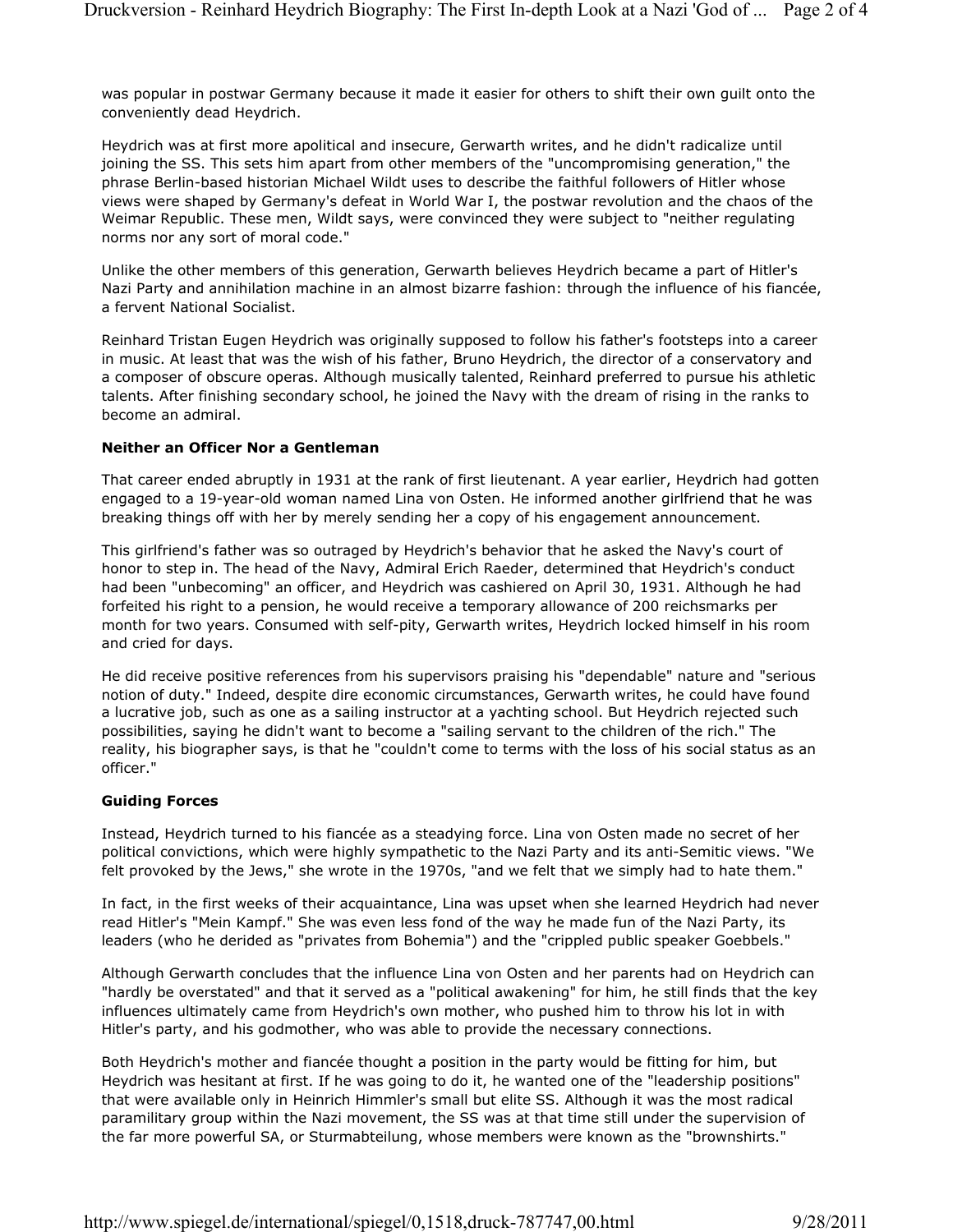was popular in postwar Germany because it made it easier for others to shift their own guilt onto the conveniently dead Heydrich.

Heydrich was at first more apolitical and insecure, Gerwarth writes, and he didn't radicalize until joining the SS. This sets him apart from other members of the "uncompromising generation," the phrase Berlin-based historian Michael Wildt uses to describe the faithful followers of Hitler whose views were shaped by Germany's defeat in World War I, the postwar revolution and the chaos of the Weimar Republic. These men, Wildt says, were convinced they were subject to "neither regulating norms nor any sort of moral code."

Unlike the other members of this generation, Gerwarth believes Heydrich became a part of Hitler's Nazi Party and annihilation machine in an almost bizarre fashion: through the influence of his fiancée, a fervent National Socialist.

Reinhard Tristan Eugen Heydrich was originally supposed to follow his father's footsteps into a career in music. At least that was the wish of his father, Bruno Heydrich, the director of a conservatory and a composer of obscure operas. Although musically talented, Reinhard preferred to pursue his athletic talents. After finishing secondary school, he joined the Navy with the dream of rising in the ranks to become an admiral.

**Neither an Officer Nor a Gentleman**

That career ended abruptly in 1931 at the rank of first lieutenant. A year earlier, Heydrich had gotten engaged to a 19-year-old woman named Lina von Osten. He informed another girlfriend that he was breaking things off with her by merely sending her a copy of his engagement announcement.

This girlfriend's father was so outraged by Heydrich's behavior that he asked the Navy's court of honor to step in. The head of the Navy, Admiral Erich Raeder, determined that Heydrich's conduct had been "unbecoming" an officer, and Heydrich was cashiered on April 30, 1931. Although he had forfeited his right to a pension, he would receive a temporary allowance of 200 reichsmarks per month for two years. Consumed with self-pity, Gerwarth writes, Heydrich locked himself in his room and cried for days.

He did receive positive references from his supervisors praising his "dependable" nature and "serious notion of duty." Indeed, despite dire economic circumstances, Gerwarth writes, he could have found a lucrative job, such as one as a sailing instructor at a yachting school. But Heydrich rejected such possibilities, saying he didn't want to become a "sailing servant to the children of the rich." The reality, his biographer says, is that he "couldn't come to terms with the loss of his social status as an officer."

**Guiding Forces**

Instead, Heydrich turned to his fiancée as a steadying force. Lina von Osten made no secret of her political convictions, which were highly sympathetic to the Nazi Party and its anti-Semitic views. "We felt provoked by the Jews," she wrote in the 1970s, "and we felt that we simply had to hate them."

In fact, in the first weeks of their acquaintance, Lina was upset when she learned Heydrich had never read Hitler's "Mein Kampf." She was even less fond of the way he made fun of the Nazi Party, its leaders (who he derided as "privates from Bohemia") and the "crippled public speaker Goebbels."

Although Gerwarth concludes that the influence Lina von Osten and her parents had on Heydrich can "hardly be overstated" and that it served as a "political awakening" for him, he still finds that the key influences ultimately came from Heydrich's own mother, who pushed him to throw his lot in with Hitler's party, and his godmother, who was able to provide the necessary connections.

Both Heydrich's mother and fiancée thought a position in the party would be fitting for him, but Heydrich was hesitant at first. If he was going to do it, he wanted one of the "leadership positions" that were available only in Heinrich Himmler's small but elite SS. Although it was the most radical paramilitary group within the Nazi movement, the SS was at that time still under the supervision of the far more powerful SA, or Sturmabteilung, whose members were known as the "brownshirts."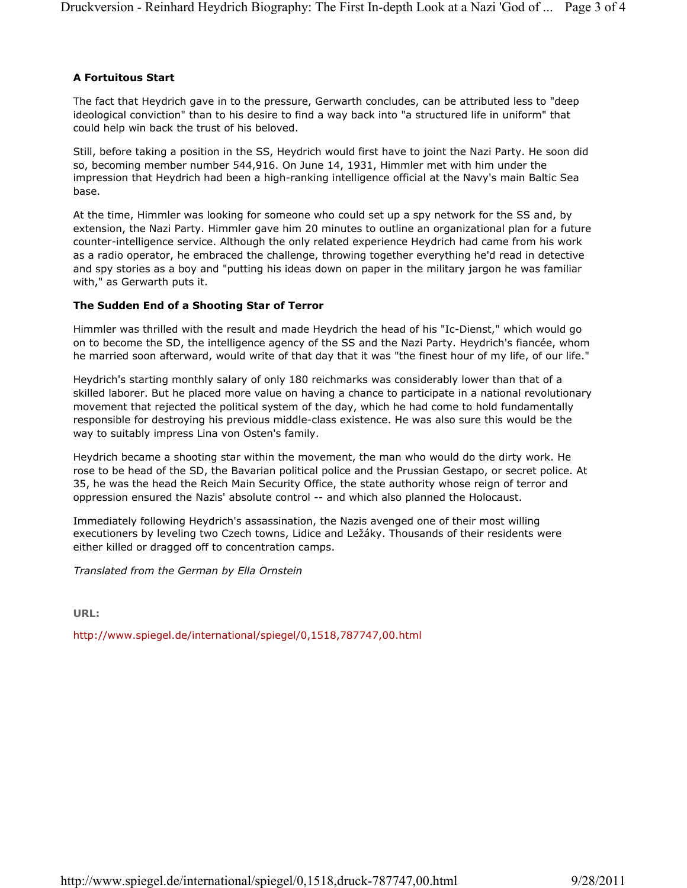**A Fortuitous Start**

The fact that Heydrich gave in to the pressure, Gerwarth concludes, can be attributed less to "deep ideological conviction" than to his desire to find a way back into "a structured life in uniform" that could help win back the trust of his beloved.

Still, before taking a position in the SS, Heydrich would first have to joint the Nazi Party. He soon did so, becoming member number 544,916. On June 14, 1931, Himmler met with him under the impression that Heydrich had been a high-ranking intelligence official at the Navy's main Baltic Sea base.

At the time, Himmler was looking for someone who could set up a spy network for the SS and, by extension, the Nazi Party. Himmler gave him 20 minutes to outline an organizational plan for a future counter-intelligence service. Although the only related experience Heydrich had came from his work as a radio operator, he embraced the challenge, throwing together everything he'd read in detective and spy stories as a boy and "putting his ideas down on paper in the military jargon he was familiar with," as Gerwarth puts it.

**The Sudden End of a Shooting Star of Terror**

Himmler was thrilled with the result and made Heydrich the head of his "Ic-Dienst," which would go on to become the SD, the intelligence agency of the SS and the Nazi Party. Heydrich's fiancée, whom he married soon afterward, would write of that day that it was "the finest hour of my life, of our life."

Heydrich's starting monthly salary of only 180 reichmarks was considerably lower than that of a skilled laborer. But he placed more value on having a chance to participate in a national revolutionary movement that rejected the political system of the day, which he had come to hold fundamentally responsible for destroying his previous middle-class existence. He was also sure this would be the way to suitably impress Lina von Osten's family.

Heydrich became a shooting star within the movement, the man who would do the dirty work. He rose to be head of the SD, the Bavarian political police and the Prussian Gestapo, or secret police. At 35, he was the head the Reich Main Security Office, the state authority whose reign of terror and oppression ensured the Nazis' absolute control -- and which also planned the Holocaust.

Immediately following Heydrich's assassination, the Nazis avenged one of their most willing executioners by leveling two Czech towns, Lidice and Ležáky. Thousands of their residents were either killed or dragged off to concentration camps.

*Translated from the German by Ella Ornstein*

**URL:**

http://www.spiegel.de/international/spiegel/0,1518,787747,00.html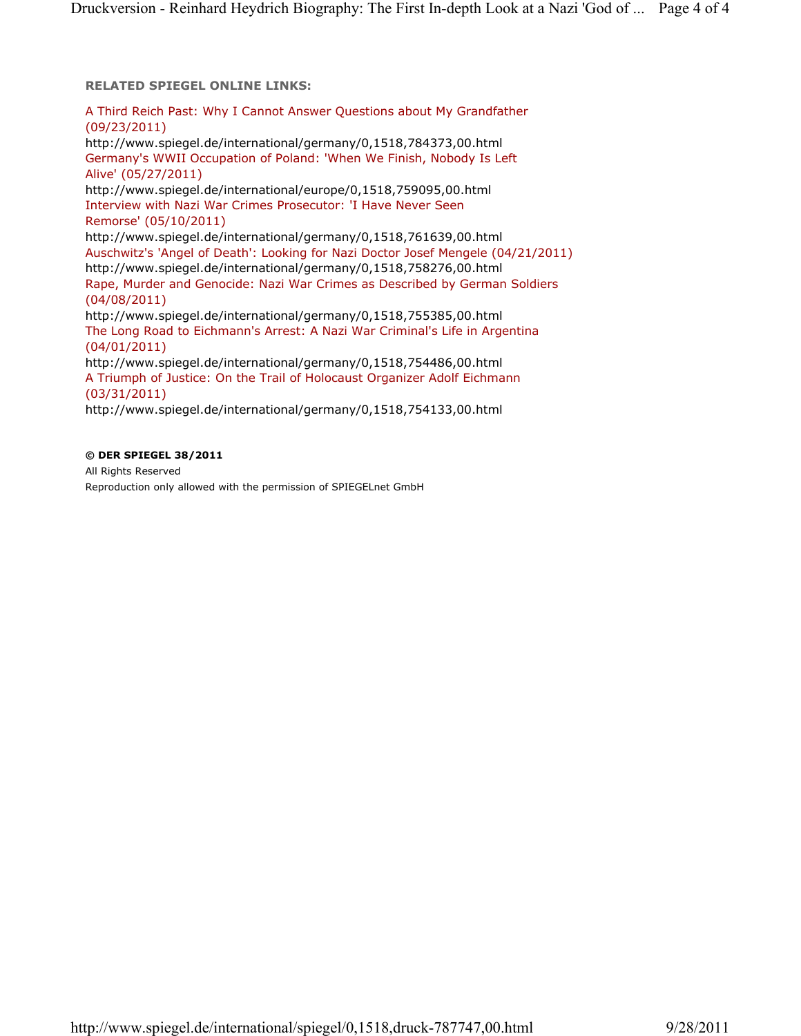**RELATED SPIEGEL ONLINE LINKS:**

A Third Reich Past: Why I Cannot Answer Questions about My Grandfather (09/23/2011)
http://www.spiegel.de/international/germany/0,1518,784373,00.html

Germany's WWII Occupation of Poland: 'When We Finish, Nobody Is Left Alive' (05/27/2011)
http://www.spiegel.de/international/europe/0,1518,759095,00.html

Interview with Nazi War Crimes Prosecutor: 'I Have Never Seen Remorse' (05/10/2011)
http://www.spiegel.de/international/germany/0,1518,761639,00.html

Auschwitz's 'Angel of Death': Looking for Nazi Doctor Josef Mengele (04/21/2011)
http://www.spiegel.de/international/germany/0,1518,758276,00.html

Rape, Murder and Genocide: Nazi War Crimes as Described by German Soldiers (04/08/2011)
http://www.spiegel.de/international/germany/0,1518,755385,00.html

The Long Road to Eichmann's Arrest: A Nazi War Criminal's Life in Argentina (04/01/2011)
http://www.spiegel.de/international/germany/0,1518,754486,00.html

A Triumph of Justice: On the Trail of Holocaust Organizer Adolf Eichmann (03/31/2011)
http://www.spiegel.de/international/germany/0,1518,754133,00.html

**© DER SPIEGEL 38/2011**

All Rights Reserved

Reproduction only allowed with the permission of SPIEGELnet GmbH